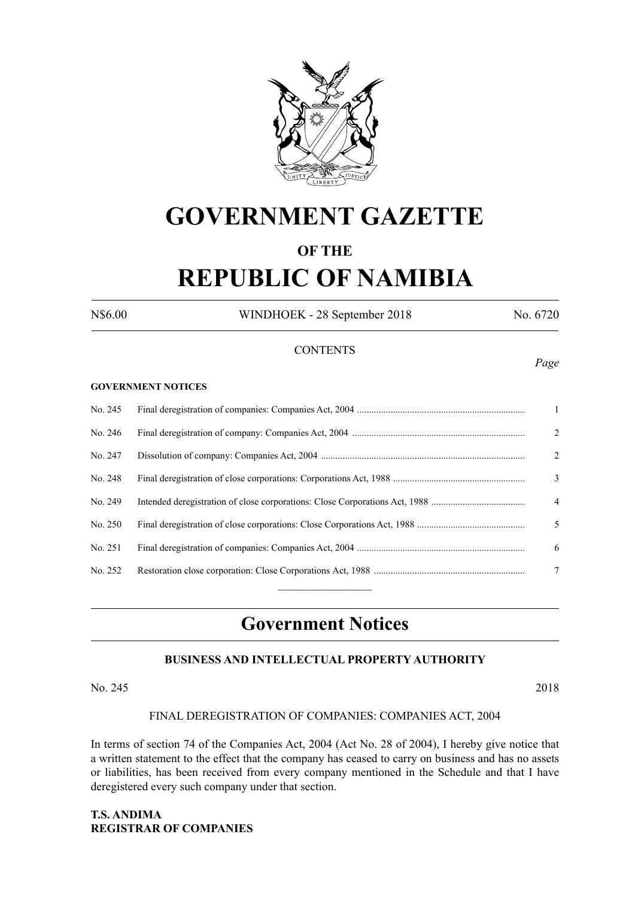# GOVERNMENT GAZETTE

## OF THE

# REPUBLIC OF NAMIBIA

N$6.00 WINDHOEK - 28 September 2018 No. 6720

CONTENTS

*Page*

**GOVERNMENT NOTICES**

| | | |
|---|---|---|
| No. 245 | Final deregistration of companies: Companies Act, 2004 | 1 |
| No. 246 | Final deregistration of company: Companies Act, 2004 | 2 |
| No. 247 | Dissolution of company: Companies Act, 2004 | 2 |
| No. 248 | Final deregistration of close corporations: Corporations Act, 1988 | 3 |
| No. 249 | Intended deregistration of close corporations: Close Corporations Act, 1988 | 4 |
| No. 250 | Final deregistration of close corporations: Close Corporations Act, 1988 | 5 |
| No. 251 | Final deregistration of companies: Companies Act, 2004 | 6 |
| No. 252 | Restoration close corporation: Close Corporations Act, 1988 | 7 |

## Government Notices

### BUSINESS AND INTELLECTUAL PROPERTY AUTHORITY

No. 245 2018

FINAL DEREGISTRATION OF COMPANIES: COMPANIES ACT, 2004

In terms of section 74 of the Companies Act, 2004 (Act No. 28 of 2004), I hereby give notice that a written statement to the effect that the company has ceased to carry on business and has no assets or liabilities, has been received from every company mentioned in the Schedule and that I have deregistered every such company under that section.

**T.S. ANDIMA**
**REGISTRAR OF COMPANIES**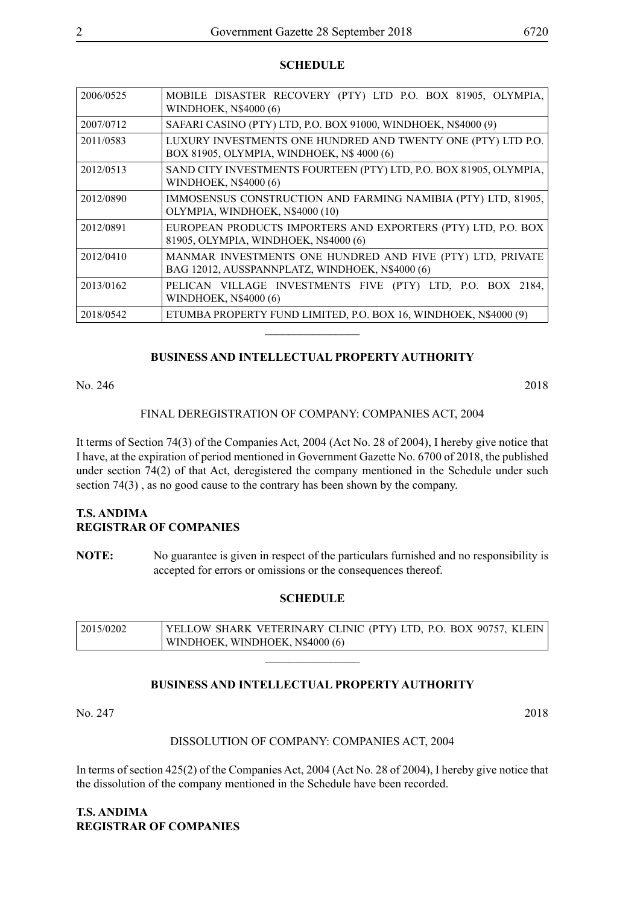**SCHEDULE**

| | |
|---|---|
| 2006/0525 | MOBILE DISASTER RECOVERY (PTY) LTD P.O. BOX 81905, OLYMPIA, WINDHOEK, N$4000 (6) |
| 2007/0712 | SAFARI CASINO (PTY) LTD, P.O. BOX 91000, WINDHOEK, N$4000 (9) |
| 2011/0583 | LUXURY INVESTMENTS ONE HUNDRED AND TWENTY ONE (PTY) LTD P.O. BOX 81905, OLYMPIA, WINDHOEK, N$ 4000 (6) |
| 2012/0513 | SAND CITY INVESTMENTS FOURTEEN (PTY) LTD, P.O. BOX 81905, OLYMPIA, WINDHOEK, N$4000 (6) |
| 2012/0890 | IMMOSENSUS CONSTRUCTION AND FARMING NAMIBIA (PTY) LTD, 81905, OLYMPIA, WINDHOEK, N$4000 (10) |
| 2012/0891 | EUROPEAN PRODUCTS IMPORTERS AND EXPORTERS (PTY) LTD, P.O. BOX 81905, OLYMPIA, WINDHOEK, N$4000 (6) |
| 2012/0410 | MANMAR INVESTMENTS ONE HUNDRED AND FIVE (PTY) LTD, PRIVATE BAG 12012, AUSSPANNPLATZ, WINDHOEK, N$4000 (6) |
| 2013/0162 | PELICAN VILLAGE INVESTMENTS FIVE (PTY) LTD, P.O. BOX 2184, WINDHOEK, N$4000 (6) |
| 2018/0542 | ETUMBA PROPERTY FUND LIMITED, P.O. BOX 16, WINDHOEK, N$4000 (9) |

---

**BUSINESS AND INTELLECTUAL PROPERTY AUTHORITY**

No. 246 2018

FINAL DEREGISTRATION OF COMPANY: COMPANIES ACT, 2004

It terms of Section 74(3) of the Companies Act, 2004 (Act No. 28 of 2004), I hereby give notice that I have, at the expiration of period mentioned in Government Gazette No. 6700 of 2018, the published under section 74(2) of that Act, deregistered the company mentioned in the Schedule under such section 74(3) , as no good cause to the contrary has been shown by the company.

**T.S. ANDIMA**
**REGISTRAR OF COMPANIES**

**NOTE:** No guarantee is given in respect of the particulars furnished and no responsibility is accepted for errors or omissions or the consequences thereof.

**SCHEDULE**

| | |
|---|---|
| 2015/0202 | YELLOW SHARK VETERINARY CLINIC (PTY) LTD, P.O. BOX 90757, KLEIN WINDHOEK, WINDHOEK, N$4000 (6) |

---

**BUSINESS AND INTELLECTUAL PROPERTY AUTHORITY**

No. 247 2018

DISSOLUTION OF COMPANY: COMPANIES ACT, 2004

In terms of section 425(2) of the Companies Act, 2004 (Act No. 28 of 2004), I hereby give notice that the dissolution of the company mentioned in the Schedule have been recorded.

**T.S. ANDIMA**
**REGISTRAR OF COMPANIES**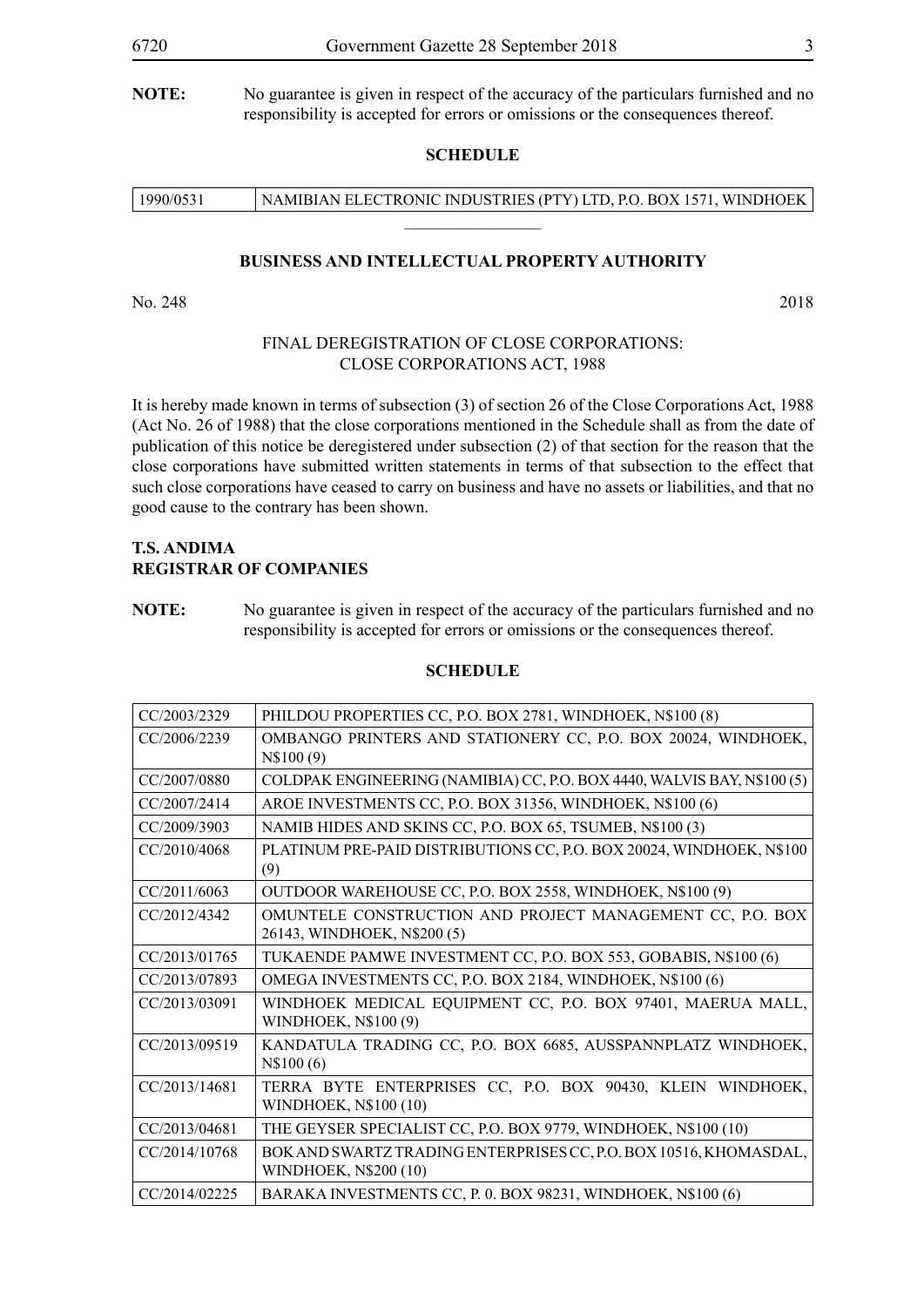**NOTE:** No guarantee is given in respect of the accuracy of the particulars furnished and no responsibility is accepted for errors or omissions or the consequences thereof.

**SCHEDULE**

| | |
|---|---|
| 1990/0531 | NAMIBIAN ELECTRONIC INDUSTRIES (PTY) LTD, P.O. BOX 1571, WINDHOEK |

---

**BUSINESS AND INTELLECTUAL PROPERTY AUTHORITY**

No. 248 2018

FINAL DEREGISTRATION OF CLOSE CORPORATIONS:
CLOSE CORPORATIONS ACT, 1988

It is hereby made known in terms of subsection (3) of section 26 of the Close Corporations Act, 1988 (Act No. 26 of 1988) that the close corporations mentioned in the Schedule shall as from the date of publication of this notice be deregistered under subsection (2) of that section for the reason that the close corporations have submitted written statements in terms of that subsection to the effect that such close corporations have ceased to carry on business and have no assets or liabilities, and that no good cause to the contrary has been shown.

**T.S. ANDIMA**
**REGISTRAR OF COMPANIES**

**NOTE:** No guarantee is given in respect of the accuracy of the particulars furnished and no responsibility is accepted for errors or omissions or the consequences thereof.

**SCHEDULE**

| | |
|---|---|
| CC/2003/2329 | PHILDOU PROPERTIES CC, P.O. BOX 2781, WINDHOEK, N$100 (8) |
| CC/2006/2239 | OMBANGO PRINTERS AND STATIONERY CC, P.O. BOX 20024, WINDHOEK, N$100 (9) |
| CC/2007/0880 | COLDPAK ENGINEERING (NAMIBIA) CC, P.O. BOX 4440, WALVIS BAY, N$100 (5) |
| CC/2007/2414 | AROE INVESTMENTS CC, P.O. BOX 31356, WINDHOEK, N$100 (6) |
| CC/2009/3903 | NAMIB HIDES AND SKINS CC, P.O. BOX 65, TSUMEB, N$100 (3) |
| CC/2010/4068 | PLATINUM PRE-PAID DISTRIBUTIONS CC, P.O. BOX 20024, WINDHOEK, N$100 (9) |
| CC/2011/6063 | OUTDOOR WAREHOUSE CC, P.O. BOX 2558, WINDHOEK, N$100 (9) |
| CC/2012/4342 | OMUNTELE CONSTRUCTION AND PROJECT MANAGEMENT CC, P.O. BOX 26143, WINDHOEK, N$200 (5) |
| CC/2013/01765 | TUKAENDE PAMWE INVESTMENT CC, P.O. BOX 553, GOBABIS, N$100 (6) |
| CC/2013/07893 | OMEGA INVESTMENTS CC, P.O. BOX 2184, WINDHOEK, N$100 (6) |
| CC/2013/03091 | WINDHOEK MEDICAL EQUIPMENT CC, P.O. BOX 97401, MAERUA MALL, WINDHOEK, N$100 (9) |
| CC/2013/09519 | KANDATULA TRADING CC, P.O. BOX 6685, AUSSPANNPLATZ WINDHOEK, N$100 (6) |
| CC/2013/14681 | TERRA BYTE ENTERPRISES CC, P.O. BOX 90430, KLEIN WINDHOEK, WINDHOEK, N$100 (10) |
| CC/2013/04681 | THE GEYSER SPECIALIST CC, P.O. BOX 9779, WINDHOEK, N$100 (10) |
| CC/2014/10768 | BOK AND SWARTZ TRADING ENTERPRISES CC, P.O. BOX 10516, KHOMASDAL, WINDHOEK, N$200 (10) |
| CC/2014/02225 | BARAKA INVESTMENTS CC, P. 0. BOX 98231, WINDHOEK, N$100 (6) |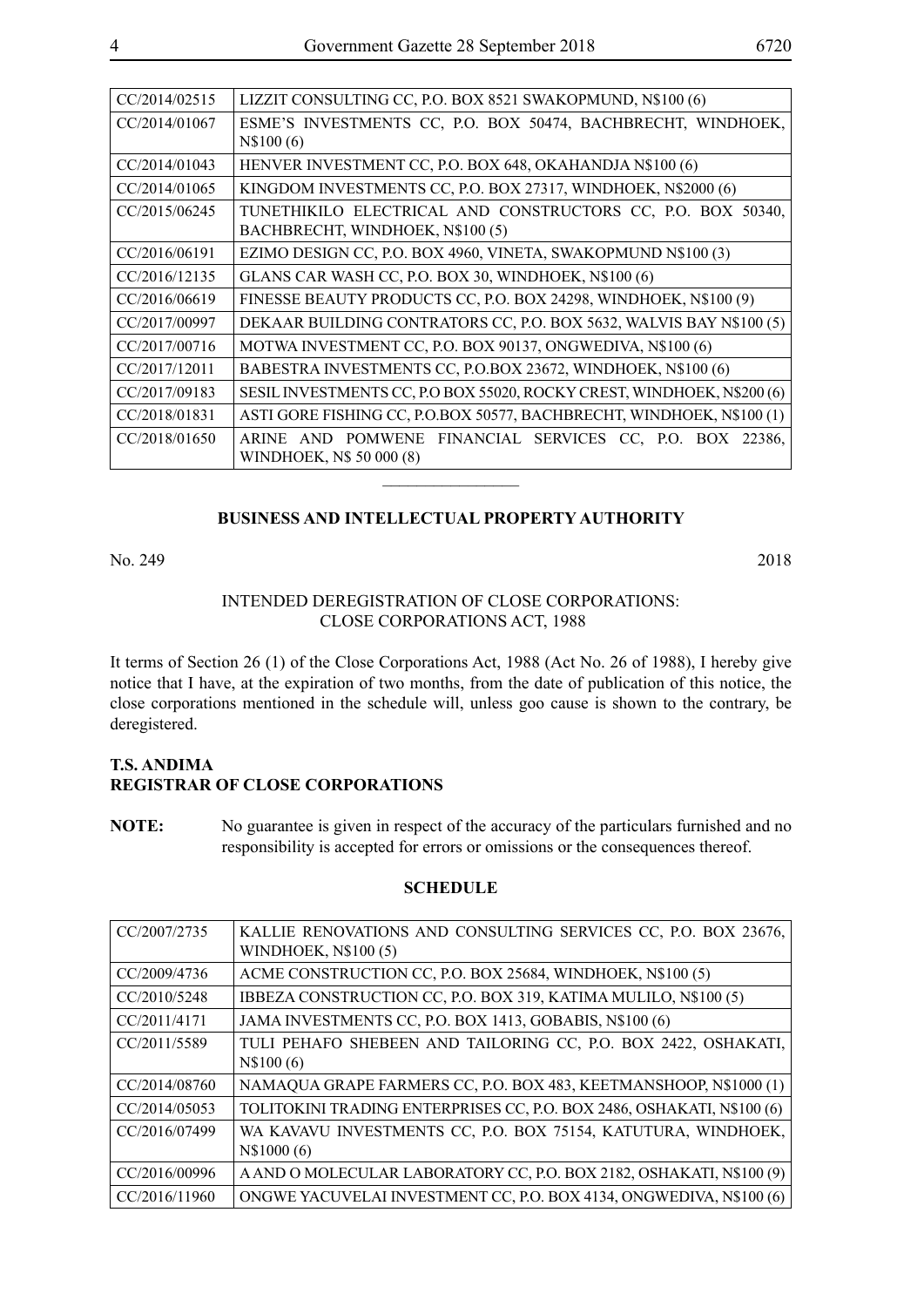| | |
|---|---|
| CC/2014/02515 | LIZZIT CONSULTING CC, P.O. BOX 8521 SWAKOPMUND, N$100 (6) |
| CC/2014/01067 | ESME'S INVESTMENTS CC, P.O. BOX 50474, BACHBRECHT, WINDHOEK, N$100 (6) |
| CC/2014/01043 | HENVER INVESTMENT CC, P.O. BOX 648, OKAHANDJA N$100 (6) |
| CC/2014/01065 | KINGDOM INVESTMENTS CC, P.O. BOX 27317, WINDHOEK, N$2000 (6) |
| CC/2015/06245 | TUNETHIKILO ELECTRICAL AND CONSTRUCTORS CC, P.O. BOX 50340, BACHBRECHT, WINDHOEK, N$100 (5) |
| CC/2016/06191 | EZIMO DESIGN CC, P.O. BOX 4960, VINETA, SWAKOPMUND N$100 (3) |
| CC/2016/12135 | GLANS CAR WASH CC, P.O. BOX 30, WINDHOEK, N$100 (6) |
| CC/2016/06619 | FINESSE BEAUTY PRODUCTS CC, P.O. BOX 24298, WINDHOEK, N$100 (9) |
| CC/2017/00997 | DEKAAR BUILDING CONTRATORS CC, P.O. BOX 5632, WALVIS BAY N$100 (5) |
| CC/2017/00716 | MOTWA INVESTMENT CC, P.O. BOX 90137, ONGWEDIVA, N$100 (6) |
| CC/2017/12011 | BABESTRA INVESTMENTS CC, P.O.BOX 23672, WINDHOEK, N$100 (6) |
| CC/2017/09183 | SESIL INVESTMENTS CC, P.O BOX 55020, ROCKY CREST, WINDHOEK, N$200 (6) |
| CC/2018/01831 | ASTI GORE FISHING CC, P.O.BOX 50577, BACHBRECHT, WINDHOEK, N$100 (1) |
| CC/2018/01650 | ARINE AND POMWENE FINANCIAL SERVICES CC, P.O. BOX 22386, WINDHOEK, N$ 50 000 (8) |

---

## BUSINESS AND INTELLECTUAL PROPERTY AUTHORITY

No. 249 2018

INTENDED DEREGISTRATION OF CLOSE CORPORATIONS:
CLOSE CORPORATIONS ACT, 1988

It terms of Section 26 (1) of the Close Corporations Act, 1988 (Act No. 26 of 1988), I hereby give notice that I have, at the expiration of two months, from the date of publication of this notice, the close corporations mentioned in the schedule will, unless goo cause is shown to the contrary, be deregistered.

**T.S. ANDIMA**
**REGISTRAR OF CLOSE CORPORATIONS**

**NOTE:** No guarantee is given in respect of the accuracy of the particulars furnished and no responsibility is accepted for errors or omissions or the consequences thereof.

**SCHEDULE**

| | |
|---|---|
| CC/2007/2735 | KALLIE RENOVATIONS AND CONSULTING SERVICES CC, P.O. BOX 23676, WINDHOEK, N$100 (5) |
| CC/2009/4736 | ACME CONSTRUCTION CC, P.O. BOX 25684, WINDHOEK, N$100 (5) |
| CC/2010/5248 | IBBEZA CONSTRUCTION CC, P.O. BOX 319, KATIMA MULILO, N$100 (5) |
| CC/2011/4171 | JAMA INVESTMENTS CC, P.O. BOX 1413, GOBABIS, N$100 (6) |
| CC/2011/5589 | TULI PEHAFO SHEBEEN AND TAILORING CC, P.O. BOX 2422, OSHAKATI, N$100 (6) |
| CC/2014/08760 | NAMAQUA GRAPE FARMERS CC, P.O. BOX 483, KEETMANSHOOP, N$1000 (1) |
| CC/2014/05053 | TOLITOKINI TRADING ENTERPRISES CC, P.O. BOX 2486, OSHAKATI, N$100 (6) |
| CC/2016/07499 | WA KAVAVU INVESTMENTS CC, P.O. BOX 75154, KATUTURA, WINDHOEK, N$1000 (6) |
| CC/2016/00996 | A AND O MOLECULAR LABORATORY CC, P.O. BOX 2182, OSHAKATI, N$100 (9) |
| CC/2016/11960 | ONGWE YACUVELAI INVESTMENT CC, P.O. BOX 4134, ONGWEDIVA, N$100 (6) |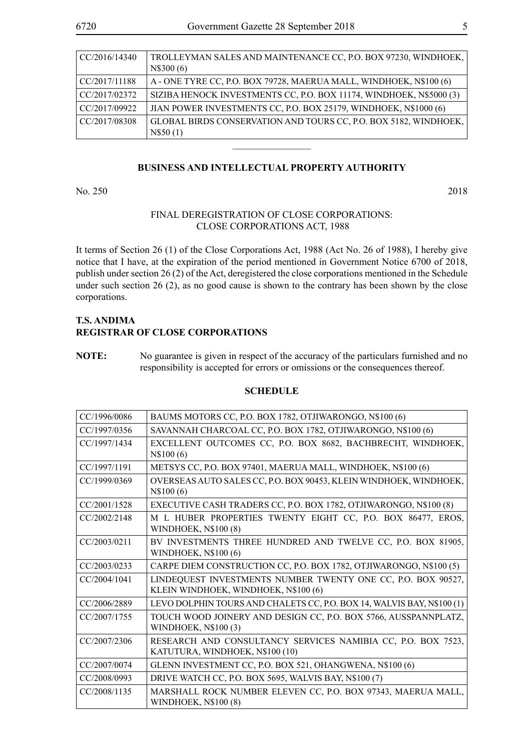| CC/2016/14340 | TROLLEYMAN SALES AND MAINTENANCE CC, P.O. BOX 97230, WINDHOEK, N$300 (6) |
|---|---|
| CC/2017/11188 | A - ONE TYRE CC, P.O. BOX 79728, MAERUA MALL, WINDHOEK, N$100 (6) |
| CC/2017/02372 | SIZIBA HENOCK INVESTMENTS CC, P.O. BOX 11174, WINDHOEK, N$5000 (3) |
| CC/2017/09922 | JIAN POWER INVESTMENTS CC, P.O. BOX 25179, WINDHOEK, N$1000 (6) |
| CC/2017/08308 | GLOBAL BIRDS CONSERVATION AND TOURS CC, P.O. BOX 5182, WINDHOEK, N$50 (1) |

---

**BUSINESS AND INTELLECTUAL PROPERTY AUTHORITY**

No. 250 2018

FINAL DEREGISTRATION OF CLOSE CORPORATIONS:
CLOSE CORPORATIONS ACT, 1988

It terms of Section 26 (1) of the Close Corporations Act, 1988 (Act No. 26 of 1988), I hereby give notice that I have, at the expiration of the period mentioned in Government Notice 6700 of 2018, publish under section 26 (2) of the Act, deregistered the close corporations mentioned in the Schedule under such section 26 (2), as no good cause is shown to the contrary has been shown by the close corporations.

**T.S. ANDIMA**
**REGISTRAR OF CLOSE CORPORATIONS**

**NOTE:** No guarantee is given in respect of the accuracy of the particulars furnished and no responsibility is accepted for errors or omissions or the consequences thereof.

**SCHEDULE**

| CC/1996/0086 | BAUMS MOTORS CC, P.O. BOX 1782, OTJIWARONGO, N$100 (6) |
|---|---|
| CC/1997/0356 | SAVANNAH CHARCOAL CC, P.O. BOX 1782, OTJIWARONGO, N$100 (6) |
| CC/1997/1434 | EXCELLENT OUTCOMES CC, P.O. BOX 8682, BACHBRECHT, WINDHOEK, N$100 (6) |
| CC/1997/1191 | METSYS CC, P.O. BOX 97401, MAERUA MALL, WINDHOEK, N$100 (6) |
| CC/1999/0369 | OVERSEAS AUTO SALES CC, P.O. BOX 90453, KLEIN WINDHOEK, WINDHOEK, N$100 (6) |
| CC/2001/1528 | EXECUTIVE CASH TRADERS CC, P.O. BOX 1782, OTJIWARONGO, N$100 (8) |
| CC/2002/2148 | M L HUBER PROPERTIES TWENTY EIGHT CC, P.O. BOX 86477, EROS, WINDHOEK, N$100 (8) |
| CC/2003/0211 | BV INVESTMENTS THREE HUNDRED AND TWELVE CC, P.O. BOX 81905, WINDHOEK, N$100 (6) |
| CC/2003/0233 | CARPE DIEM CONSTRUCTION CC, P.O. BOX 1782, OTJIWARONGO, N$100 (5) |
| CC/2004/1041 | LINDEQUEST INVESTMENTS NUMBER TWENTY ONE CC, P.O. BOX 90527, KLEIN WINDHOEK, WINDHOEK, N$100 (6) |
| CC/2006/2889 | LEVO DOLPHIN TOURS AND CHALETS CC, P.O. BOX 14, WALVIS BAY, N$100 (1) |
| CC/2007/1755 | TOUCH WOOD JOINERY AND DESIGN CC, P.O. BOX 5766, AUSSPANNPLATZ, WINDHOEK, N$100 (3) |
| CC/2007/2306 | RESEARCH AND CONSULTANCY SERVICES NAMIBIA CC, P.O. BOX 7523, KATUTURA, WINDHOEK, N$100 (10) |
| CC/2007/0074 | GLENN INVESTMENT CC, P.O. BOX 521, OHANGWENA, N$100 (6) |
| CC/2008/0993 | DRIVE WATCH CC, P.O. BOX 5695, WALVIS BAY, N$100 (7) |
| CC/2008/1135 | MARSHALL ROCK NUMBER ELEVEN CC, P.O. BOX 97343, MAERUA MALL, WINDHOEK, N$100 (8) |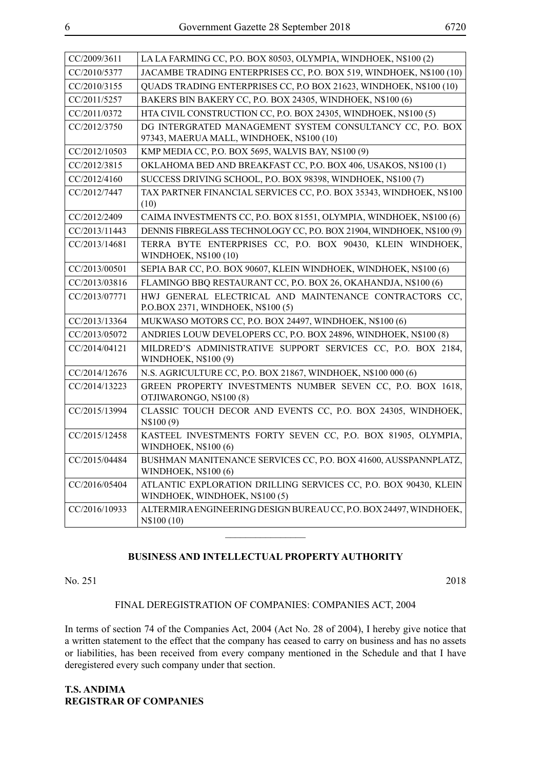| CC/2009/3611 | LA LA FARMING CC, P.O. BOX 80503, OLYMPIA, WINDHOEK, N$100 (2) |
|---|---|
| CC/2010/5377 | JACAMBE TRADING ENTERPRISES CC, P.O. BOX 519, WINDHOEK, N$100 (10) |
| CC/2010/3155 | QUADS TRADING ENTERPRISES CC, P.O BOX 21623, WINDHOEK, N$100 (10) |
| CC/2011/5257 | BAKERS BIN BAKERY CC, P.O. BOX 24305, WINDHOEK, N$100 (6) |
| CC/2011/0372 | HTA CIVIL CONSTRUCTION CC, P.O. BOX 24305, WINDHOEK, N$100 (5) |
| CC/2012/3750 | DG INTERGRATED MANAGEMENT SYSTEM CONSULTANCY CC, P.O. BOX 97343, MAERUA MALL, WINDHOEK, N$100 (10) |
| CC/2012/10503 | KMP MEDIA CC, P.O. BOX 5695, WALVIS BAY, N$100 (9) |
| CC/2012/3815 | OKLAHOMA BED AND BREAKFAST CC, P.O. BOX 406, USAKOS, N$100 (1) |
| CC/2012/4160 | SUCCESS DRIVING SCHOOL, P.O. BOX 98398, WINDHOEK, N$100 (7) |
| CC/2012/7447 | TAX PARTNER FINANCIAL SERVICES CC, P.O. BOX 35343, WINDHOEK, N$100 (10) |
| CC/2012/2409 | CAIMA INVESTMENTS CC, P.O. BOX 81551, OLYMPIA, WINDHOEK, N$100 (6) |
| CC/2013/11443 | DENNIS FIBREGLASS TECHNOLOGY CC, P.O. BOX 21904, WINDHOEK, N$100 (9) |
| CC/2013/14681 | TERRA BYTE ENTERPRISES CC, P.O. BOX 90430, KLEIN WINDHOEK, WINDHOEK, N$100 (10) |
| CC/2013/00501 | SEPIA BAR CC, P.O. BOX 90607, KLEIN WINDHOEK, WINDHOEK, N$100 (6) |
| CC/2013/03816 | FLAMINGO BBQ RESTAURANT CC, P.O. BOX 26, OKAHANDJA, N$100 (6) |
| CC/2013/07771 | HWJ GENERAL ELECTRICAL AND MAINTENANCE CONTRACTORS CC, P.O.BOX 2371, WINDHOEK, N$100 (5) |
| CC/2013/13364 | MUKWASO MOTORS CC, P.O. BOX 24497, WINDHOEK, N$100 (6) |
| CC/2013/05072 | ANDRIES LOUW DEVELOPERS CC, P.O. BOX 24896, WINDHOEK, N$100 (8) |
| CC/2014/04121 | MILDRED'S ADMINISTRATIVE SUPPORT SERVICES CC, P.O. BOX 2184, WINDHOEK, N$100 (9) |
| CC/2014/12676 | N.S. AGRICULTURE CC, P.O. BOX 21867, WINDHOEK, N$100 000 (6) |
| CC/2014/13223 | GREEN PROPERTY INVESTMENTS NUMBER SEVEN CC, P.O. BOX 1618, OTJIWARONGO, N$100 (8) |
| CC/2015/13994 | CLASSIC TOUCH DECOR AND EVENTS CC, P.O. BOX 24305, WINDHOEK, N$100 (9) |
| CC/2015/12458 | KASTEEL INVESTMENTS FORTY SEVEN CC, P.O. BOX 81905, OLYMPIA, WINDHOEK, N$100 (6) |
| CC/2015/04484 | BUSHMAN MANITENANCE SERVICES CC, P.O. BOX 41600, AUSSPANNPLATZ, WINDHOEK, N$100 (6) |
| CC/2016/05404 | ATLANTIC EXPLORATION DRILLING SERVICES CC, P.O. BOX 90430, KLEIN WINDHOEK, WINDHOEK, N$100 (5) |
| CC/2016/10933 | ALTERMIRA ENGINEERING DESIGN BUREAU CC, P.O. BOX 24497, WINDHOEK, N$100 (10) |

---

**BUSINESS AND INTELLECTUAL PROPERTY AUTHORITY**

No. 251 2018

FINAL DEREGISTRATION OF COMPANIES: COMPANIES ACT, 2004

In terms of section 74 of the Companies Act, 2004 (Act No. 28 of 2004), I hereby give notice that a written statement to the effect that the company has ceased to carry on business and has no assets or liabilities, has been received from every company mentioned in the Schedule and that I have deregistered every such company under that section.

**T.S. ANDIMA**
**REGISTRAR OF COMPANIES**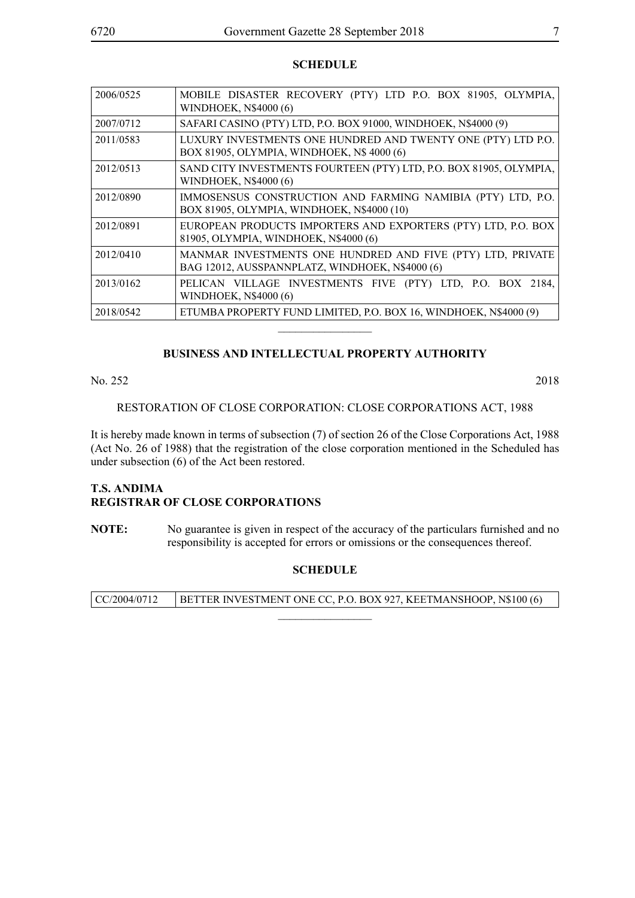**SCHEDULE**

| | |
|---|---|
| 2006/0525 | MOBILE DISASTER RECOVERY (PTY) LTD P.O. BOX 81905, OLYMPIA, WINDHOEK, N$4000 (6) |
| 2007/0712 | SAFARI CASINO (PTY) LTD, P.O. BOX 91000, WINDHOEK, N$4000 (9) |
| 2011/0583 | LUXURY INVESTMENTS ONE HUNDRED AND TWENTY ONE (PTY) LTD P.O. BOX 81905, OLYMPIA, WINDHOEK, N$ 4000 (6) |
| 2012/0513 | SAND CITY INVESTMENTS FOURTEEN (PTY) LTD, P.O. BOX 81905, OLYMPIA, WINDHOEK, N$4000 (6) |
| 2012/0890 | IMMOSENSUS CONSTRUCTION AND FARMING NAMIBIA (PTY) LTD, P.O. BOX 81905, OLYMPIA, WINDHOEK, N$4000 (10) |
| 2012/0891 | EUROPEAN PRODUCTS IMPORTERS AND EXPORTERS (PTY) LTD, P.O. BOX 81905, OLYMPIA, WINDHOEK, N$4000 (6) |
| 2012/0410 | MANMAR INVESTMENTS ONE HUNDRED AND FIVE (PTY) LTD, PRIVATE BAG 12012, AUSSPANNPLATZ, WINDHOEK, N$4000 (6) |
| 2013/0162 | PELICAN VILLAGE INVESTMENTS FIVE (PTY) LTD, P.O. BOX 2184, WINDHOEK, N$4000 (6) |
| 2018/0542 | ETUMBA PROPERTY FUND LIMITED, P.O. BOX 16, WINDHOEK, N$4000 (9) |

---

**BUSINESS AND INTELLECTUAL PROPERTY AUTHORITY**

No. 252 2018

RESTORATION OF CLOSE CORPORATION: CLOSE CORPORATIONS ACT, 1988

It is hereby made known in terms of subsection (7) of section 26 of the Close Corporations Act, 1988 (Act No. 26 of 1988) that the registration of the close corporation mentioned in the Scheduled has under subsection (6) of the Act been restored.

**T.S. ANDIMA**
**REGISTRAR OF CLOSE CORPORATIONS**

**NOTE:** No guarantee is given in respect of the accuracy of the particulars furnished and no responsibility is accepted for errors or omissions or the consequences thereof.

**SCHEDULE**

| | |
|---|---|
| CC/2004/0712 | BETTER INVESTMENT ONE CC, P.O. BOX 927, KEETMANSHOOP, N$100 (6) |

---